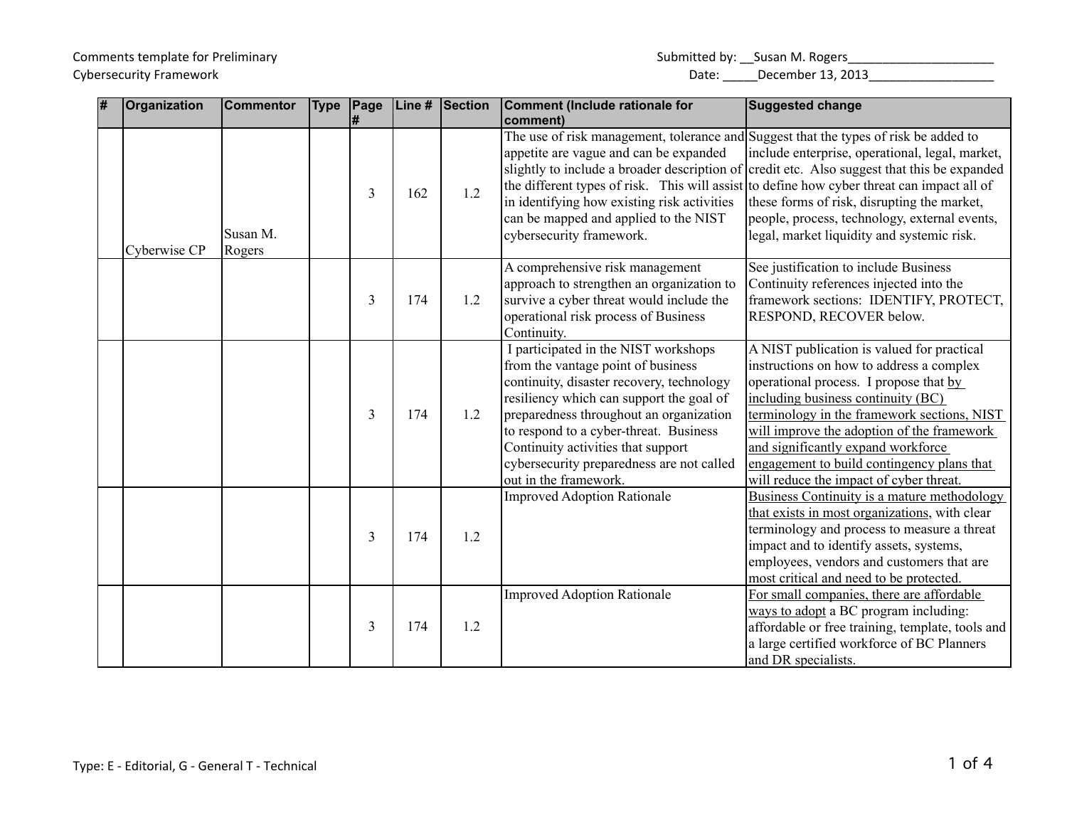Comments template for Preliminary Cybersecurity Framework

Submitted by: __Susan M. Rogers______________________

Date: _____December 13, 2013___________________

| # | Organization | Commentor | Type | Page # | Line # | Section | Comment (Include rationale for comment) | Suggested change |
|---|---|---|---|---|---|---|---|---|
| | Cyberwise CP | Susan M. Rogers | | 3 | 162 | 1.2 | The use of risk management, tolerance and appetite are vague and can be expanded slightly to include a broader description of the different types of risk. This will assist in identifying how existing risk activities can be mapped and applied to the NIST cybersecurity framework. | Suggest that the types of risk be added to include enterprise, operational, legal, market, credit etc. Also suggest that this be expanded to define how cyber threat can impact all of these forms of risk, disrupting the market, people, process, technology, external events, legal, market liquidity and systemic risk. |
| | | | | 3 | 174 | 1.2 | A comprehensive risk management approach to strengthen an organization to survive a cyber threat would include the operational risk process of Business Continuity. | See justification to include Business Continuity references injected into the framework sections: IDENTIFY, PROTECT, RESPOND, RECOVER below. |
| | | | | 3 | 174 | 1.2 | I participated in the NIST workshops from the vantage point of business continuity, disaster recovery, technology resiliency which can support the goal of preparedness throughout an organization to respond to a cyber-threat. Business Continuity activities that support cybersecurity preparedness are not called out in the framework. | A NIST publication is valued for practical instructions on how to address a complex operational process. I propose that by including business continuity (BC) terminology in the framework sections, NIST will improve the adoption of the framework and significantly expand workforce engagement to build contingency plans that will reduce the impact of cyber threat. |
| | | | | 3 | 174 | 1.2 | Improved Adoption Rationale | Business Continuity is a mature methodology that exists in most organizations, with clear terminology and process to measure a threat impact and to identify assets, systems, employees, vendors and customers that are most critical and need to be protected. |
| | | | | 3 | 174 | 1.2 | Improved Adoption Rationale | For small companies, there are affordable ways to adopt a BC program including: affordable or free training, template, tools and a large certified workforce of BC Planners and DR specialists. |

Type: E - Editorial, G - General T - Technical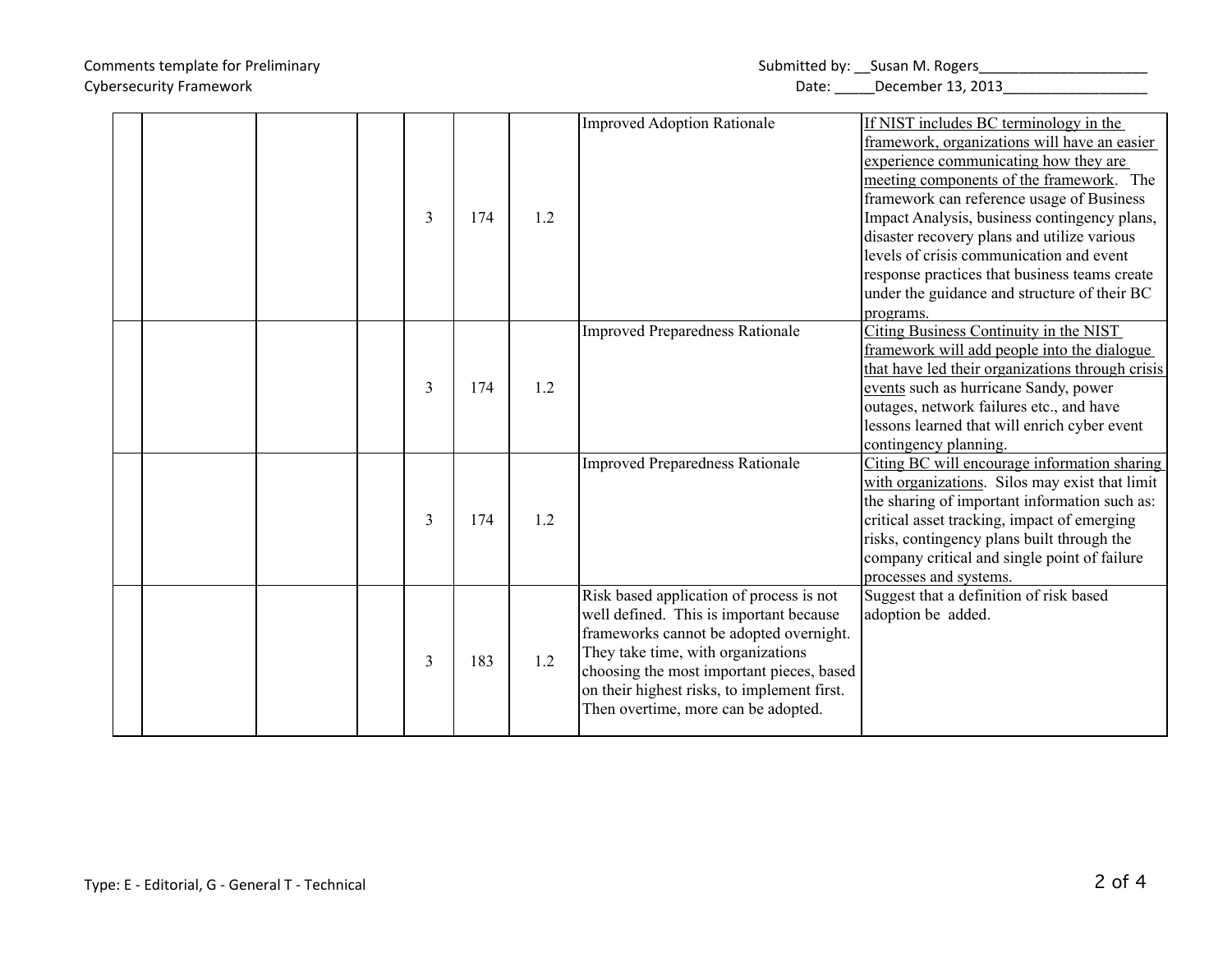| | | | | | | | | |
|---|---|---|---|---|---|---|---|---|
| | | | | 3 | 174 | 1.2 | Improved Adoption Rationale | If NIST includes BC terminology in the framework, organizations will have an easier experience communicating how they are meeting components of the framework. The framework can reference usage of Business Impact Analysis, business contingency plans, disaster recovery plans and utilize various levels of crisis communication and event response practices that business teams create under the guidance and structure of their BC programs. |
| | | | | 3 | 174 | 1.2 | Improved Preparedness Rationale | Citing Business Continuity in the NIST framework will add people into the dialogue that have led their organizations through crisis events such as hurricane Sandy, power outages, network failures etc., and have lessons learned that will enrich cyber event contingency planning. |
| | | | | 3 | 174 | 1.2 | Improved Preparedness Rationale | Citing BC will encourage information sharing with organizations. Silos may exist that limit the sharing of important information such as: critical asset tracking, impact of emerging risks, contingency plans built through the company critical and single point of failure processes and systems. |
| | | | | 3 | 183 | 1.2 | Risk based application of process is not well defined. This is important because frameworks cannot be adopted overnight. They take time, with organizations choosing the most important pieces, based on their highest risks, to implement first. Then overtime, more can be adopted. | Suggest that a definition of risk based adoption be added. |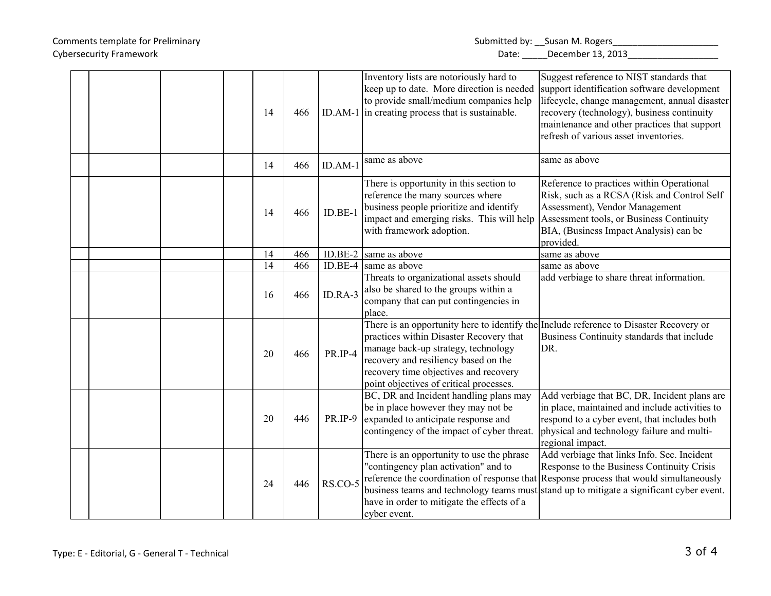|  |  |  |  |  |  |  |  |  |
|---|---|---|---|---|---|---|---|---|
|  |  |  |  | 14 | 466 | ID.AM-1 | Inventory lists are notoriously hard to keep up to date. More direction is needed to provide small/medium companies help in creating process that is sustainable. | Suggest reference to NIST standards that support identification software development lifecycle, change management, annual disaster recovery (technology), business continuity maintenance and other practices that support refresh of various asset inventories. |
|  |  |  |  | 14 | 466 | ID.AM-1 | same as above | same as above |
|  |  |  |  | 14 | 466 | ID.BE-1 | There is opportunity in this section to reference the many sources where business people prioritize and identify impact and emerging risks. This will help with framework adoption. | Reference to practices within Operational Risk, such as a RCSA (Risk and Control Self Assessment), Vendor Management Assessment tools, or Business Continuity BIA, (Business Impact Analysis) can be provided. |
|  |  |  |  | 14 | 466 | ID.BE-2 | same as above | same as above |
|  |  |  |  | 14 | 466 | ID.BE-4 | same as above | same as above |
|  |  |  |  | 16 | 466 | ID.RA-3 | Threats to organizational assets should also be shared to the groups within a company that can put contingencies in place. | add verbiage to share threat information. |
|  |  |  |  | 20 | 466 | PR.IP-4 | There is an opportunity here to identify the practices within Disaster Recovery that manage back-up strategy, technology recovery and resiliency based on the recovery time objectives and recovery point objectives of critical processes. | Include reference to Disaster Recovery or Business Continuity standards that include DR. |
|  |  |  |  | 20 | 446 | PR.IP-9 | BC, DR and Incident handling plans may be in place however they may not be expanded to anticipate response and contingency of the impact of cyber threat. | Add verbiage that BC, DR, Incident plans are in place, maintained and include activities to respond to a cyber event, that includes both physical and technology failure and multi-regional impact. |
|  |  |  |  | 24 | 446 | RS.CO-5 | There is an opportunity to use the phrase "contingency plan activation" and to reference the coordination of response that business teams and technology teams must have in order to mitigate the effects of a cyber event. | Add verbiage that links Info. Sec. Incident Response to the Business Continuity Crisis Response process that would simultaneously stand up to mitigate a significant cyber event. |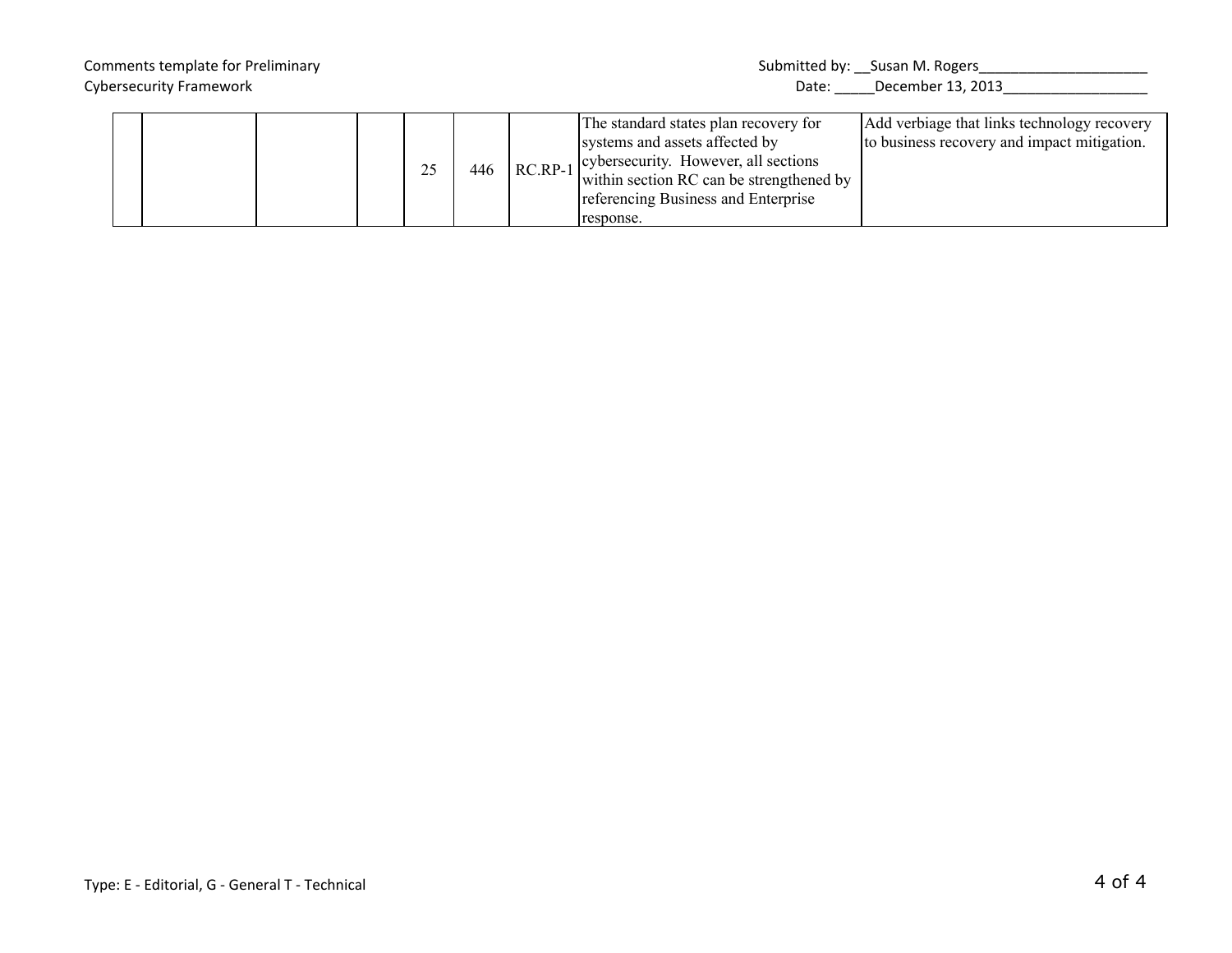| | | | | | | | | |
|---|---|---|---|---|---|---|---|---|
| | | | | 25 | 446 | RC.RP-1 | The standard states plan recovery for systems and assets affected by cybersecurity. However, all sections within section RC can be strengthened by referencing Business and Enterprise response. | Add verbiage that links technology recovery to business recovery and impact mitigation. |

Type: E - Editorial, G - General T - Technical